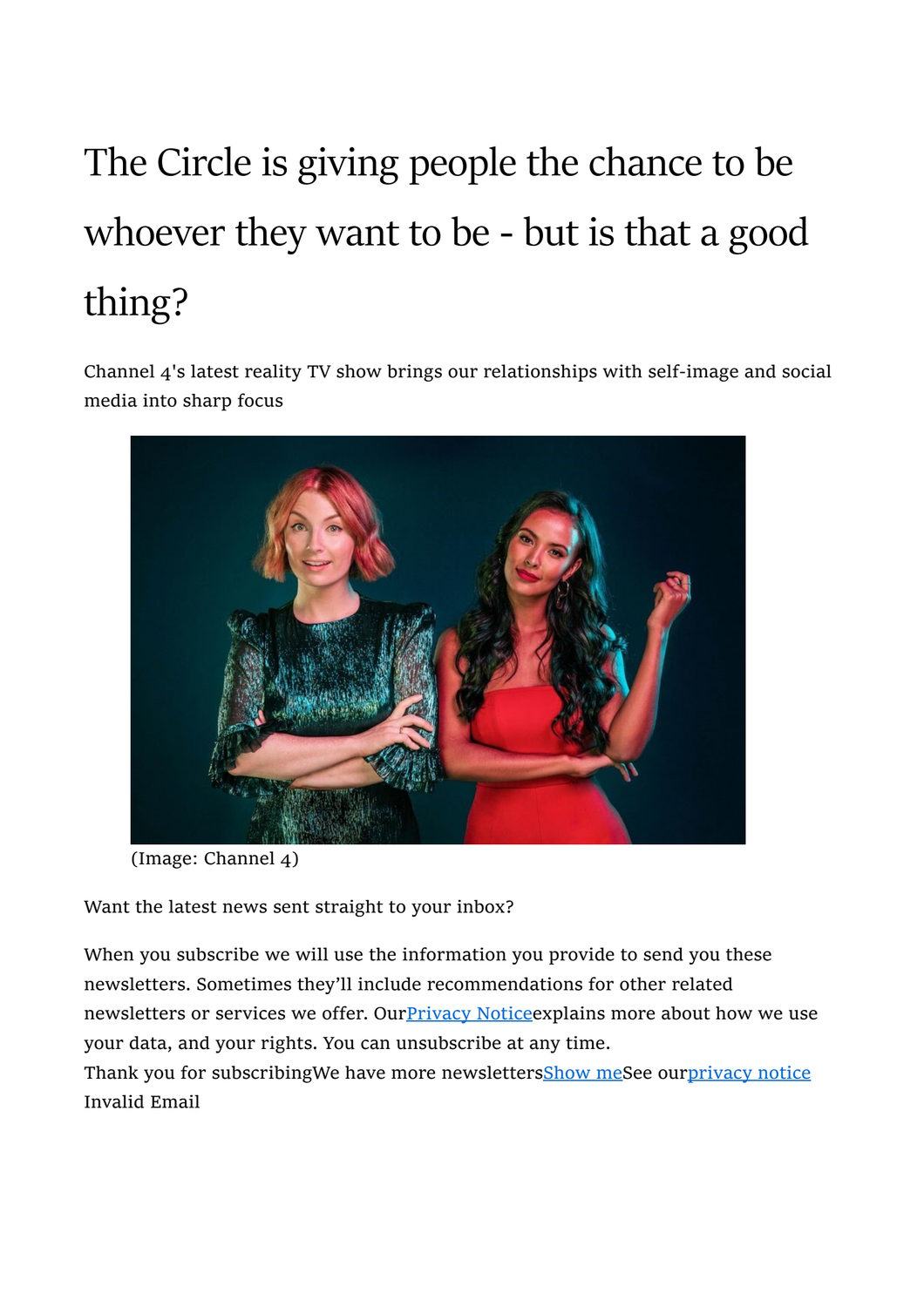# The Circle is giving people the chance to be whoever they want to be - but is that a good thing?

Channel 4's latest reality TV show brings our relationships with self-image and social media into sharp focus

(Image: Channel 4)

Want the latest news sent straight to your inbox?

When you subscribe we will use the information you provide to send you these newsletters. Sometimes they'll include recommendations for other related newsletters or services we offer. OurPrivacy Noticeexplains more about how we use your data, and your rights. You can unsubscribe at any time.
Thank you for subscribingWe have more newslettersShow meSee ourprivacy notice
Invalid Email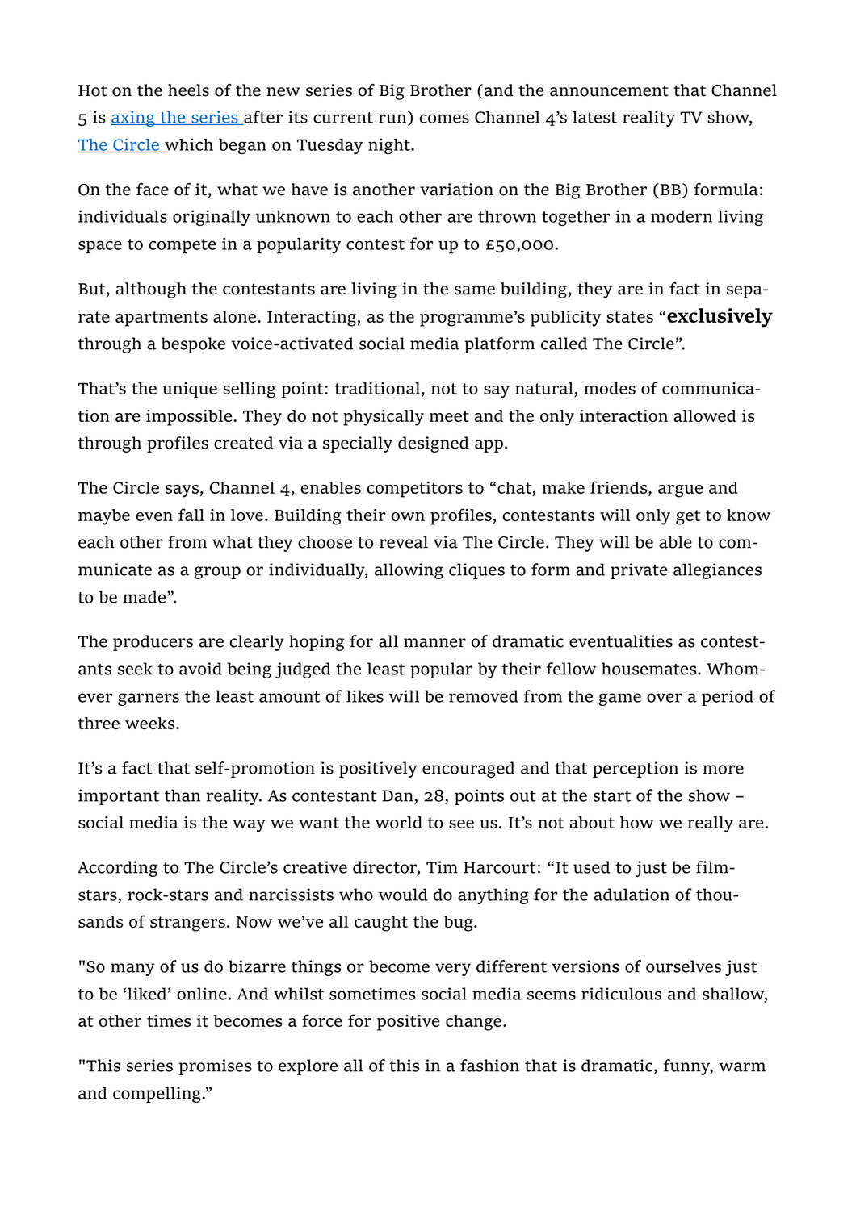Hot on the heels of the new series of Big Brother (and the announcement that Channel 5 is [axing the series ](#)after its current run) comes Channel 4's latest reality TV show, [The Circle ](#)which began on Tuesday night.

On the face of it, what we have is another variation on the Big Brother (BB) formula: individuals originally unknown to each other are thrown together in a modern living space to compete in a popularity contest for up to £50,000.

But, although the contestants are living in the same building, they are in fact in separate apartments alone. Interacting, as the programme's publicity states "**exclusively** through a bespoke voice-activated social media platform called The Circle".

That's the unique selling point: traditional, not to say natural, modes of communication are impossible. They do not physically meet and the only interaction allowed is through profiles created via a specially designed app.

The Circle says, Channel 4, enables competitors to "chat, make friends, argue and maybe even fall in love. Building their own profiles, contestants will only get to know each other from what they choose to reveal via The Circle. They will be able to communicate as a group or individually, allowing cliques to form and private allegiances to be made".

The producers are clearly hoping for all manner of dramatic eventualities as contestants seek to avoid being judged the least popular by their fellow housemates. Whomever garners the least amount of likes will be removed from the game over a period of three weeks.

It's a fact that self-promotion is positively encouraged and that perception is more important than reality. As contestant Dan, 28, points out at the start of the show – social media is the way we want the world to see us. It's not about how we really are.

According to The Circle's creative director, Tim Harcourt: "It used to just be filmstars, rock-stars and narcissists who would do anything for the adulation of thousands of strangers. Now we've all caught the bug.

"So many of us do bizarre things or become very different versions of ourselves just to be 'liked' online. And whilst sometimes social media seems ridiculous and shallow, at other times it becomes a force for positive change.

"This series promises to explore all of this in a fashion that is dramatic, funny, warm and compelling."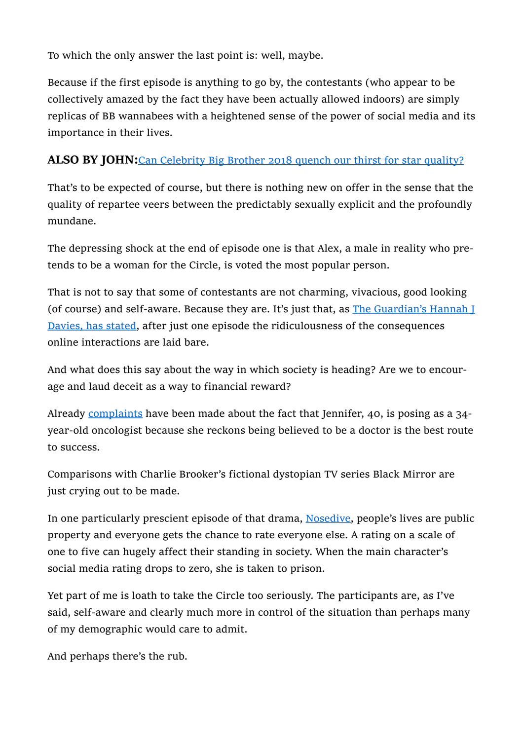To which the only answer the last point is: well, maybe.

Because if the first episode is anything to go by, the contestants (who appear to be collectively amazed by the fact they have been actually allowed indoors) are simply replicas of BB wannabees with a heightened sense of the power of social media and its importance in their lives.

**ALSO BY JOHN:**[Can Celebrity Big Brother 2018 quench our thirst for star quality?]()

That's to be expected of course, but there is nothing new on offer in the sense that the quality of repartee veers between the predictably sexually explicit and the profoundly mundane.

The depressing shock at the end of episode one is that Alex, a male in reality who pretends to be a woman for the Circle, is voted the most popular person.

That is not to say that some of contestants are not charming, vivacious, good looking (of course) and self-aware. Because they are. It's just that, as [The Guardian's Hannah J Davies, has stated](), after just one episode the ridiculousness of the consequences online interactions are laid bare.

And what does this say about the way in which society is heading? Are we to encourage and laud deceit as a way to financial reward?

Already [complaints]() have been made about the fact that Jennifer, 40, is posing as a 34-year-old oncologist because she reckons being believed to be a doctor is the best route to success.

Comparisons with Charlie Brooker's fictional dystopian TV series Black Mirror are just crying out to be made.

In one particularly prescient episode of that drama, [Nosedive](), people's lives are public property and everyone gets the chance to rate everyone else. A rating on a scale of one to five can hugely affect their standing in society. When the main character's social media rating drops to zero, she is taken to prison.

Yet part of me is loath to take the Circle too seriously. The participants are, as I've said, self-aware and clearly much more in control of the situation than perhaps many of my demographic would care to admit.

And perhaps there's the rub.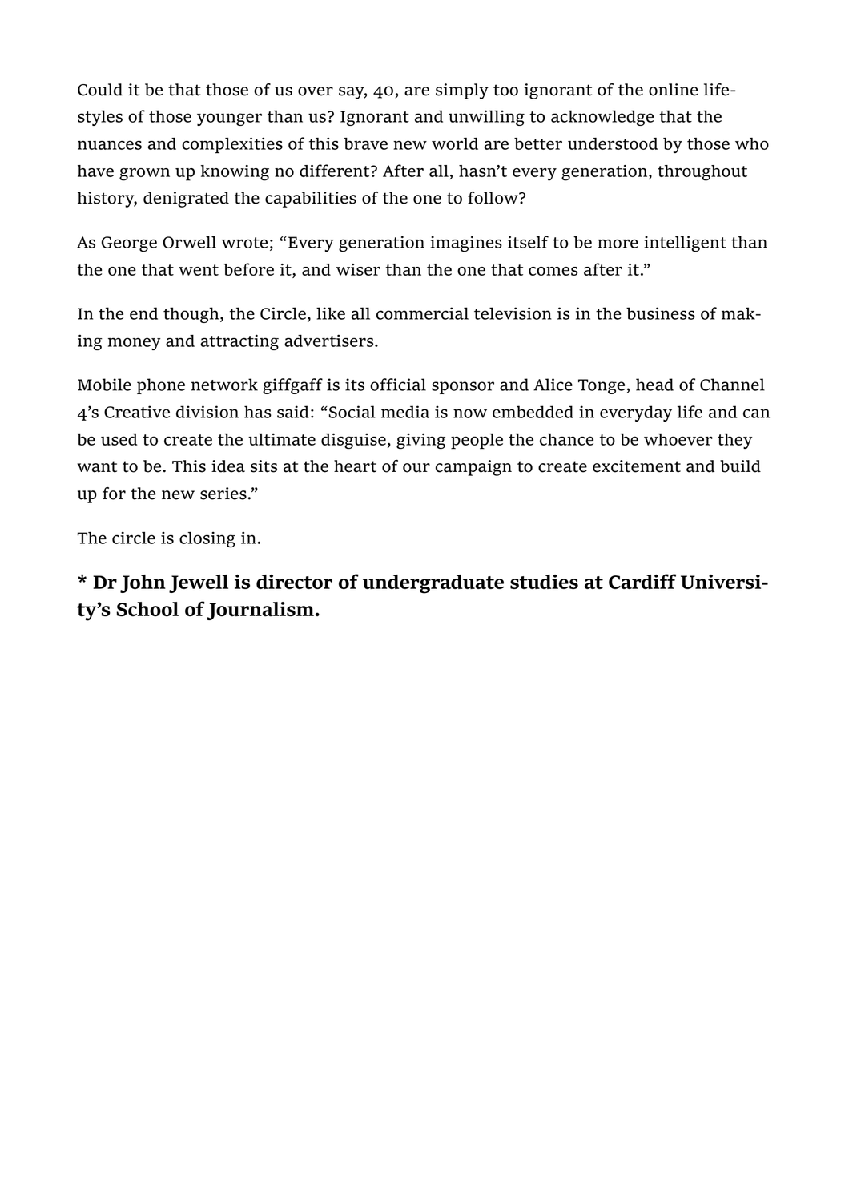Could it be that those of us over say, 40, are simply too ignorant of the online lifestyles of those younger than us? Ignorant and unwilling to acknowledge that the nuances and complexities of this brave new world are better understood by those who have grown up knowing no different? After all, hasn't every generation, throughout history, denigrated the capabilities of the one to follow?

As George Orwell wrote; "Every generation imagines itself to be more intelligent than the one that went before it, and wiser than the one that comes after it."

In the end though, the Circle, like all commercial television is in the business of making money and attracting advertisers.

Mobile phone network giffgaff is its official sponsor and Alice Tonge, head of Channel 4's Creative division has said: "Social media is now embedded in everyday life and can be used to create the ultimate disguise, giving people the chance to be whoever they want to be. This idea sits at the heart of our campaign to create excitement and build up for the new series."

The circle is closing in.

**\* Dr John Jewell is director of undergraduate studies at Cardiff University's School of Journalism.**